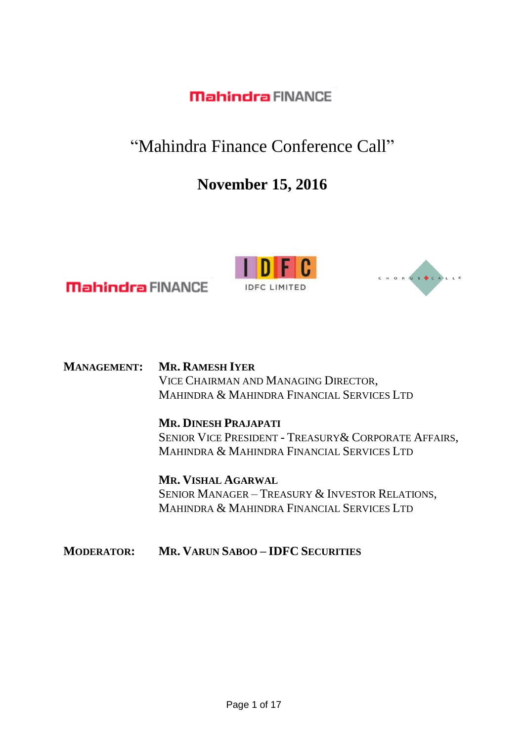Mahindra FINANCE

# "Mahindra Finance Conference Call"

## November 15, 2016

Mahindra FINANCE

IDFC

IDFC LIMITED

CHORUS CALL

**MANAGEMENT:** **MR. RAMESH IYER**
VICE CHAIRMAN AND MANAGING DIRECTOR,
MAHINDRA & MAHINDRA FINANCIAL SERVICES LTD

**MR. DINESH PRAJAPATI**
SENIOR VICE PRESIDENT - TREASURY& CORPORATE AFFAIRS,
MAHINDRA & MAHINDRA FINANCIAL SERVICES LTD

**MR. VISHAL AGARWAL**
SENIOR MANAGER – TREASURY & INVESTOR RELATIONS,
MAHINDRA & MAHINDRA FINANCIAL SERVICES LTD

**MODERATOR:** **MR. VARUN SABOO – IDFC SECURITIES**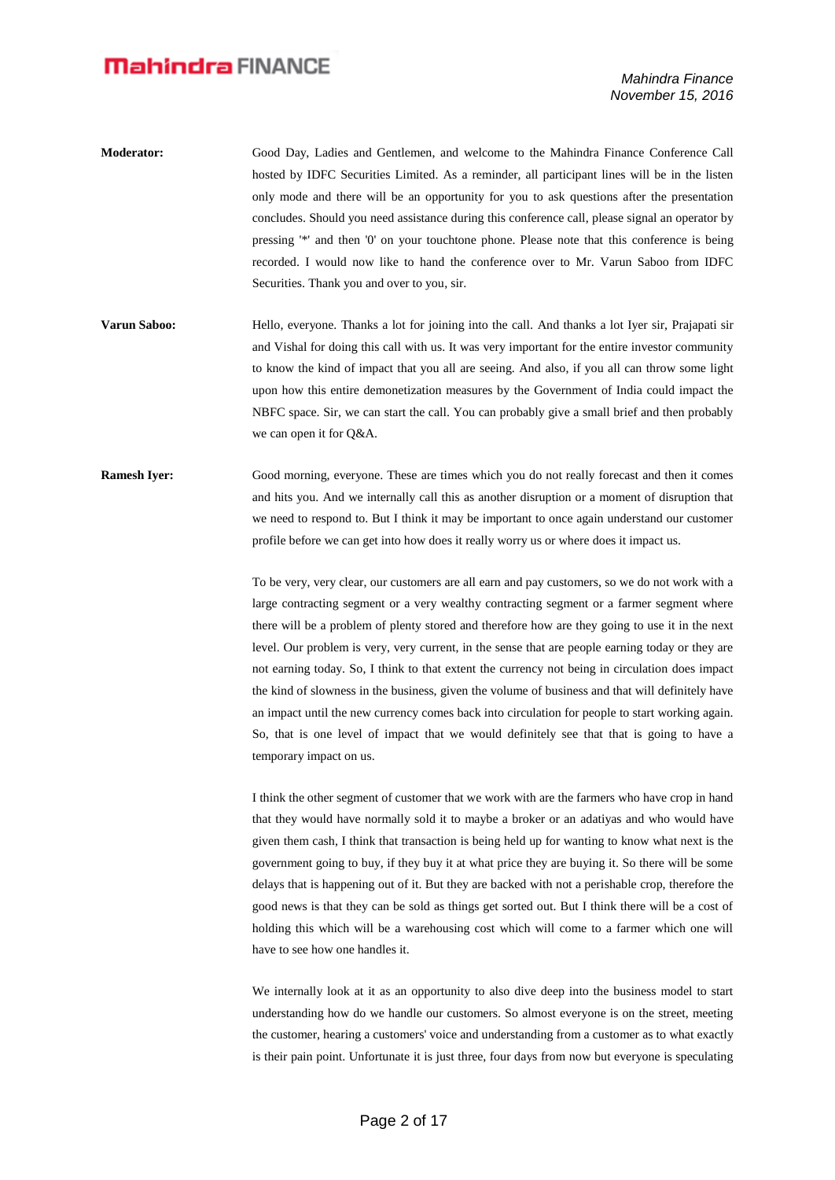**Moderator:** Good Day, Ladies and Gentlemen, and welcome to the Mahindra Finance Conference Call hosted by IDFC Securities Limited. As a reminder, all participant lines will be in the listen only mode and there will be an opportunity for you to ask questions after the presentation concludes. Should you need assistance during this conference call, please signal an operator by pressing '*' and then '0' on your touchtone phone. Please note that this conference is being recorded. I would now like to hand the conference over to Mr. Varun Saboo from IDFC Securities. Thank you and over to you, sir.

**Varun Saboo:** Hello, everyone. Thanks a lot for joining into the call. And thanks a lot Iyer sir, Prajapati sir and Vishal for doing this call with us. It was very important for the entire investor community to know the kind of impact that you all are seeing. And also, if you all can throw some light upon how this entire demonetization measures by the Government of India could impact the NBFC space. Sir, we can start the call. You can probably give a small brief and then probably we can open it for Q&A.

**Ramesh Iyer:** Good morning, everyone. These are times which you do not really forecast and then it comes and hits you. And we internally call this as another disruption or a moment of disruption that we need to respond to. But I think it may be important to once again understand our customer profile before we can get into how does it really worry us or where does it impact us.

To be very, very clear, our customers are all earn and pay customers, so we do not work with a large contracting segment or a very wealthy contracting segment or a farmer segment where there will be a problem of plenty stored and therefore how are they going to use it in the next level. Our problem is very, very current, in the sense that are people earning today or they are not earning today. So, I think to that extent the currency not being in circulation does impact the kind of slowness in the business, given the volume of business and that will definitely have an impact until the new currency comes back into circulation for people to start working again. So, that is one level of impact that we would definitely see that that is going to have a temporary impact on us.

I think the other segment of customer that we work with are the farmers who have crop in hand that they would have normally sold it to maybe a broker or an adatiyas and who would have given them cash, I think that transaction is being held up for wanting to know what next is the government going to buy, if they buy it at what price they are buying it. So there will be some delays that is happening out of it. But they are backed with not a perishable crop, therefore the good news is that they can be sold as things get sorted out. But I think there will be a cost of holding this which will be a warehousing cost which will come to a farmer which one will have to see how one handles it.

We internally look at it as an opportunity to also dive deep into the business model to start understanding how do we handle our customers. So almost everyone is on the street, meeting the customer, hearing a customers' voice and understanding from a customer as to what exactly is their pain point. Unfortunate it is just three, four days from now but everyone is speculating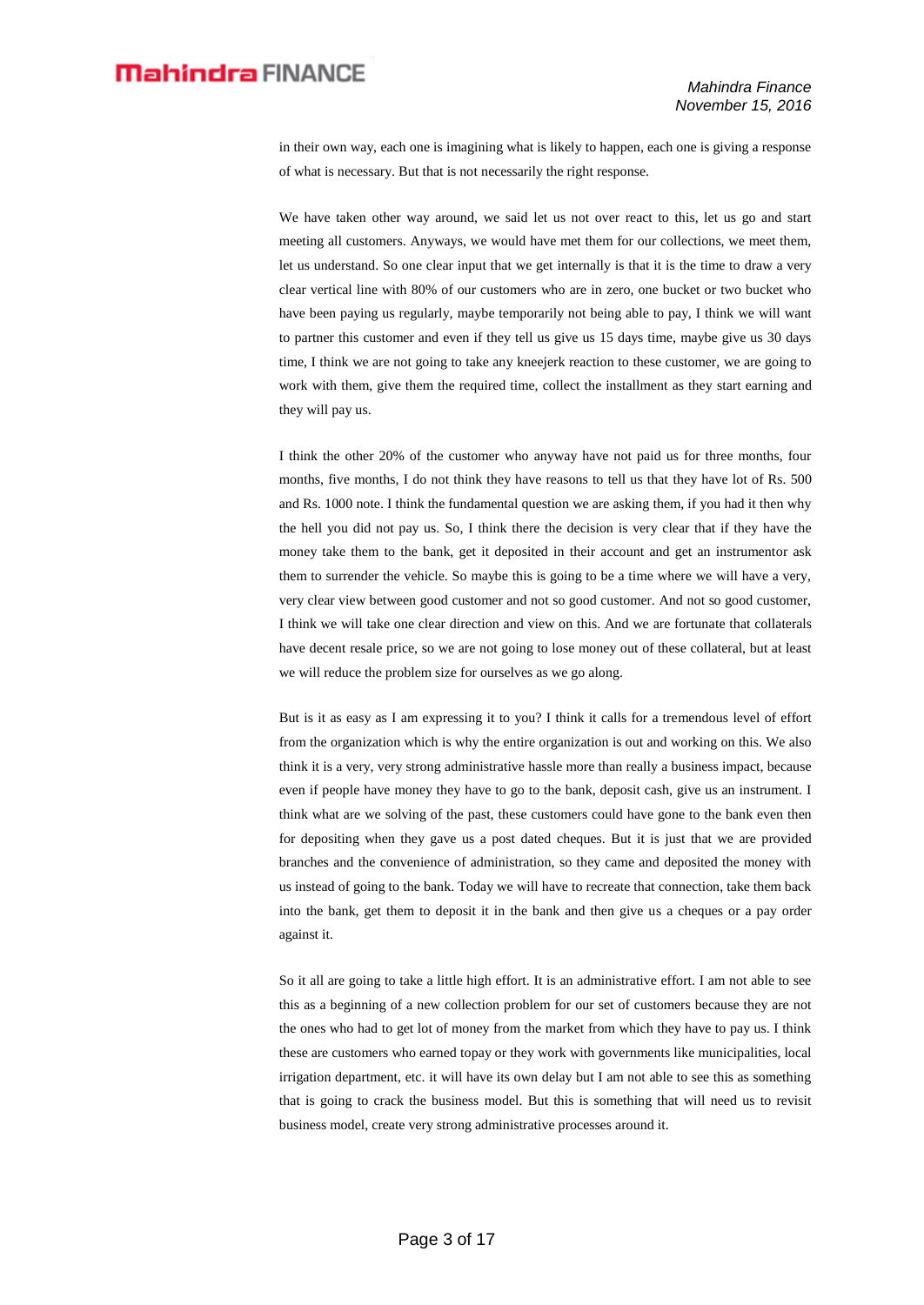in their own way, each one is imagining what is likely to happen, each one is giving a response of what is necessary. But that is not necessarily the right response.

We have taken other way around, we said let us not over react to this, let us go and start meeting all customers. Anyways, we would have met them for our collections, we meet them, let us understand. So one clear input that we get internally is that it is the time to draw a very clear vertical line with 80% of our customers who are in zero, one bucket or two bucket who have been paying us regularly, maybe temporarily not being able to pay, I think we will want to partner this customer and even if they tell us give us 15 days time, maybe give us 30 days time, I think we are not going to take any kneejerk reaction to these customer, we are going to work with them, give them the required time, collect the installment as they start earning and they will pay us.

I think the other 20% of the customer who anyway have not paid us for three months, four months, five months, I do not think they have reasons to tell us that they have lot of Rs. 500 and Rs. 1000 note. I think the fundamental question we are asking them, if you had it then why the hell you did not pay us. So, I think there the decision is very clear that if they have the money take them to the bank, get it deposited in their account and get an instrumentor ask them to surrender the vehicle. So maybe this is going to be a time where we will have a very, very clear view between good customer and not so good customer. And not so good customer, I think we will take one clear direction and view on this. And we are fortunate that collaterals have decent resale price, so we are not going to lose money out of these collateral, but at least we will reduce the problem size for ourselves as we go along.

But is it as easy as I am expressing it to you? I think it calls for a tremendous level of effort from the organization which is why the entire organization is out and working on this. We also think it is a very, very strong administrative hassle more than really a business impact, because even if people have money they have to go to the bank, deposit cash, give us an instrument. I think what are we solving of the past, these customers could have gone to the bank even then for depositing when they gave us a post dated cheques. But it is just that we are provided branches and the convenience of administration, so they came and deposited the money with us instead of going to the bank. Today we will have to recreate that connection, take them back into the bank, get them to deposit it in the bank and then give us a cheques or a pay order against it.

So it all are going to take a little high effort. It is an administrative effort. I am not able to see this as a beginning of a new collection problem for our set of customers because they are not the ones who had to get lot of money from the market from which they have to pay us. I think these are customers who earned topay or they work with governments like municipalities, local irrigation department, etc. it will have its own delay but I am not able to see this as something that is going to crack the business model. But this is something that will need us to revisit business model, create very strong administrative processes around it.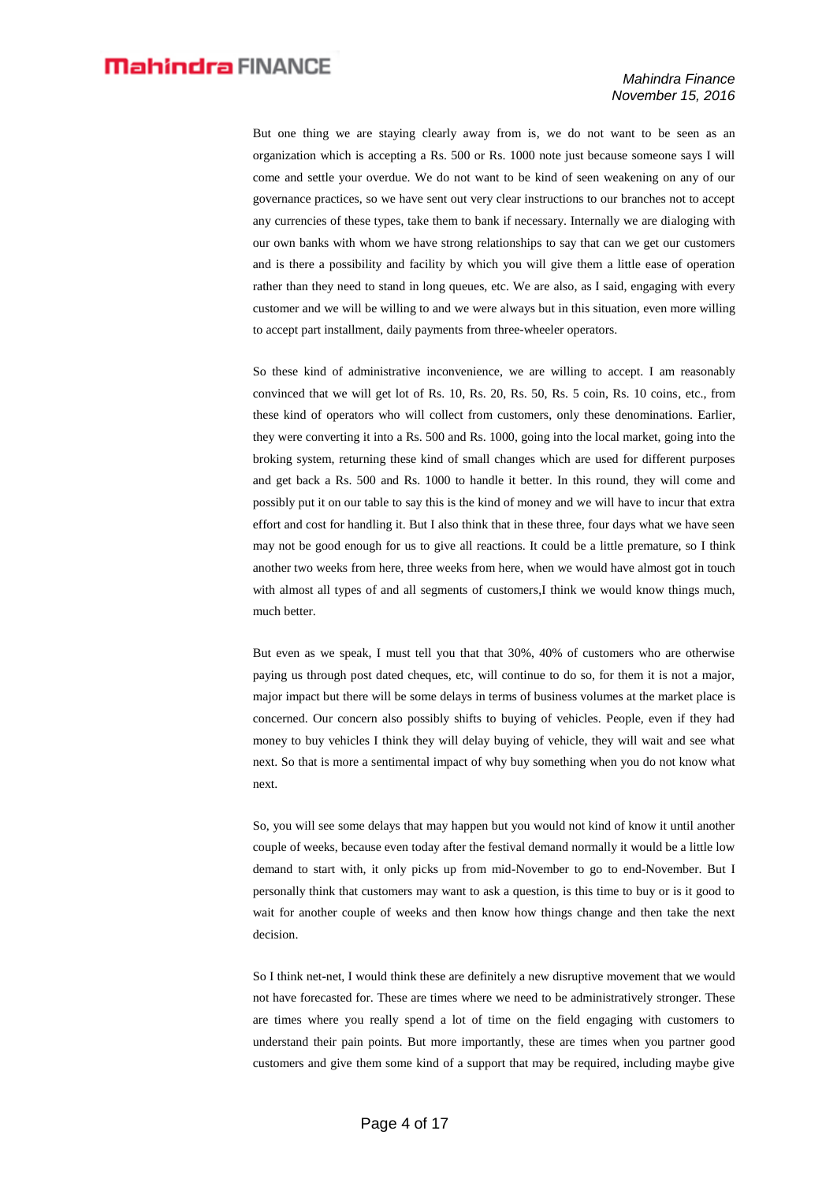But one thing we are staying clearly away from is, we do not want to be seen as an organization which is accepting a Rs. 500 or Rs. 1000 note just because someone says I will come and settle your overdue. We do not want to be kind of seen weakening on any of our governance practices, so we have sent out very clear instructions to our branches not to accept any currencies of these types, take them to bank if necessary. Internally we are dialoging with our own banks with whom we have strong relationships to say that can we get our customers and is there a possibility and facility by which you will give them a little ease of operation rather than they need to stand in long queues, etc. We are also, as I said, engaging with every customer and we will be willing to and we were always but in this situation, even more willing to accept part installment, daily payments from three-wheeler operators.

So these kind of administrative inconvenience, we are willing to accept. I am reasonably convinced that we will get lot of Rs. 10, Rs. 20, Rs. 50, Rs. 5 coin, Rs. 10 coins, etc., from these kind of operators who will collect from customers, only these denominations. Earlier, they were converting it into a Rs. 500 and Rs. 1000, going into the local market, going into the broking system, returning these kind of small changes which are used for different purposes and get back a Rs. 500 and Rs. 1000 to handle it better. In this round, they will come and possibly put it on our table to say this is the kind of money and we will have to incur that extra effort and cost for handling it. But I also think that in these three, four days what we have seen may not be good enough for us to give all reactions. It could be a little premature, so I think another two weeks from here, three weeks from here, when we would have almost got in touch with almost all types of and all segments of customers,I think we would know things much, much better.

But even as we speak, I must tell you that that 30%, 40% of customers who are otherwise paying us through post dated cheques, etc, will continue to do so, for them it is not a major, major impact but there will be some delays in terms of business volumes at the market place is concerned. Our concern also possibly shifts to buying of vehicles. People, even if they had money to buy vehicles I think they will delay buying of vehicle, they will wait and see what next. So that is more a sentimental impact of why buy something when you do not know what next.

So, you will see some delays that may happen but you would not kind of know it until another couple of weeks, because even today after the festival demand normally it would be a little low demand to start with, it only picks up from mid-November to go to end-November. But I personally think that customers may want to ask a question, is this time to buy or is it good to wait for another couple of weeks and then know how things change and then take the next decision.

So I think net-net, I would think these are definitely a new disruptive movement that we would not have forecasted for. These are times where we need to be administratively stronger. These are times where you really spend a lot of time on the field engaging with customers to understand their pain points. But more importantly, these are times when you partner good customers and give them some kind of a support that may be required, including maybe give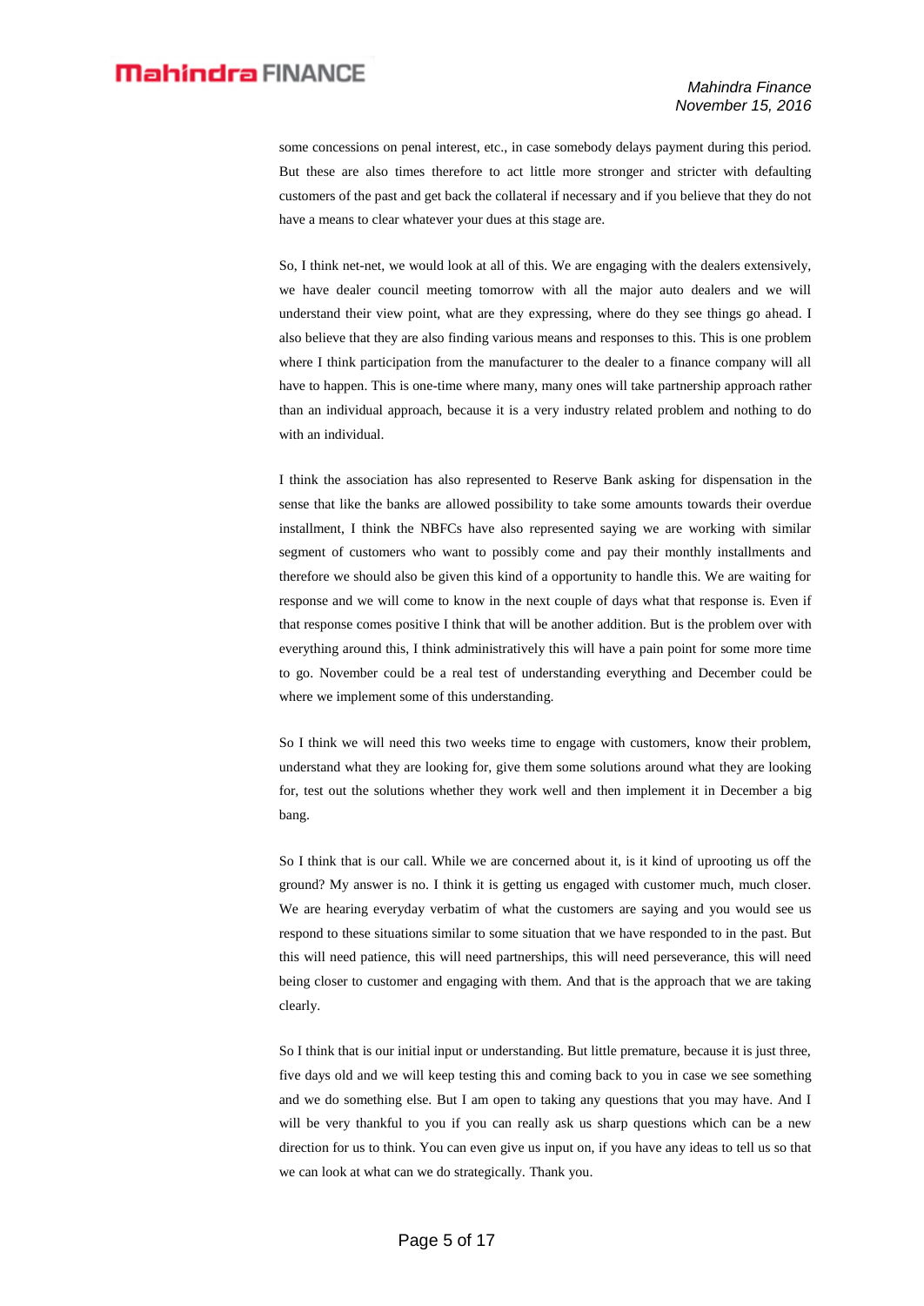some concessions on penal interest, etc., in case somebody delays payment during this period. But these are also times therefore to act little more stronger and stricter with defaulting customers of the past and get back the collateral if necessary and if you believe that they do not have a means to clear whatever your dues at this stage are.

So, I think net-net, we would look at all of this. We are engaging with the dealers extensively, we have dealer council meeting tomorrow with all the major auto dealers and we will understand their view point, what are they expressing, where do they see things go ahead. I also believe that they are also finding various means and responses to this. This is one problem where I think participation from the manufacturer to the dealer to a finance company will all have to happen. This is one-time where many, many ones will take partnership approach rather than an individual approach, because it is a very industry related problem and nothing to do with an individual.

I think the association has also represented to Reserve Bank asking for dispensation in the sense that like the banks are allowed possibility to take some amounts towards their overdue installment, I think the NBFCs have also represented saying we are working with similar segment of customers who want to possibly come and pay their monthly installments and therefore we should also be given this kind of a opportunity to handle this. We are waiting for response and we will come to know in the next couple of days what that response is. Even if that response comes positive I think that will be another addition. But is the problem over with everything around this, I think administratively this will have a pain point for some more time to go. November could be a real test of understanding everything and December could be where we implement some of this understanding.

So I think we will need this two weeks time to engage with customers, know their problem, understand what they are looking for, give them some solutions around what they are looking for, test out the solutions whether they work well and then implement it in December a big bang.

So I think that is our call. While we are concerned about it, is it kind of uprooting us off the ground? My answer is no. I think it is getting us engaged with customer much, much closer. We are hearing everyday verbatim of what the customers are saying and you would see us respond to these situations similar to some situation that we have responded to in the past. But this will need patience, this will need partnerships, this will need perseverance, this will need being closer to customer and engaging with them. And that is the approach that we are taking clearly.

So I think that is our initial input or understanding. But little premature, because it is just three, five days old and we will keep testing this and coming back to you in case we see something and we do something else. But I am open to taking any questions that you may have. And I will be very thankful to you if you can really ask us sharp questions which can be a new direction for us to think. You can even give us input on, if you have any ideas to tell us so that we can look at what can we do strategically. Thank you.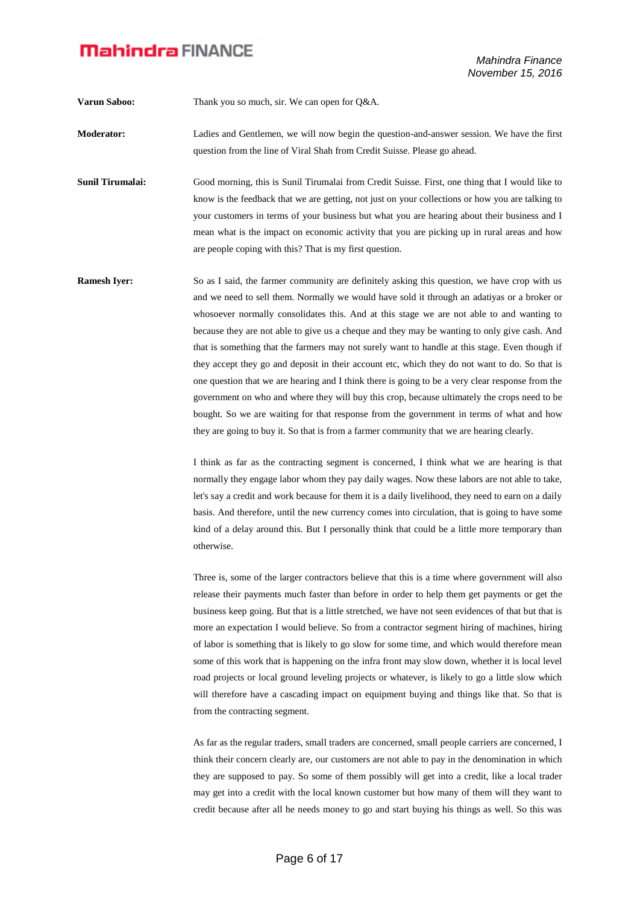**Varun Saboo:** Thank you so much, sir. We can open for Q&A.

**Moderator:** Ladies and Gentlemen, we will now begin the question-and-answer session. We have the first question from the line of Viral Shah from Credit Suisse. Please go ahead.

**Sunil Tirumalai:** Good morning, this is Sunil Tirumalai from Credit Suisse. First, one thing that I would like to know is the feedback that we are getting, not just on your collections or how you are talking to your customers in terms of your business but what you are hearing about their business and I mean what is the impact on economic activity that you are picking up in rural areas and how are people coping with this? That is my first question.

**Ramesh Iyer:** So as I said, the farmer community are definitely asking this question, we have crop with us and we need to sell them. Normally we would have sold it through an adatiyas or a broker or whosoever normally consolidates this. And at this stage we are not able to and wanting to because they are not able to give us a cheque and they may be wanting to only give cash. And that is something that the farmers may not surely want to handle at this stage. Even though if they accept they go and deposit in their account etc, which they do not want to do. So that is one question that we are hearing and I think there is going to be a very clear response from the government on who and where they will buy this crop, because ultimately the crops need to be bought. So we are waiting for that response from the government in terms of what and how they are going to buy it. So that is from a farmer community that we are hearing clearly.

I think as far as the contracting segment is concerned, I think what we are hearing is that normally they engage labor whom they pay daily wages. Now these labors are not able to take, let's say a credit and work because for them it is a daily livelihood, they need to earn on a daily basis. And therefore, until the new currency comes into circulation, that is going to have some kind of a delay around this. But I personally think that could be a little more temporary than otherwise.

Three is, some of the larger contractors believe that this is a time where government will also release their payments much faster than before in order to help them get payments or get the business keep going. But that is a little stretched, we have not seen evidences of that but that is more an expectation I would believe. So from a contractor segment hiring of machines, hiring of labor is something that is likely to go slow for some time, and which would therefore mean some of this work that is happening on the infra front may slow down, whether it is local level road projects or local ground leveling projects or whatever, is likely to go a little slow which will therefore have a cascading impact on equipment buying and things like that. So that is from the contracting segment.

As far as the regular traders, small traders are concerned, small people carriers are concerned, I think their concern clearly are, our customers are not able to pay in the denomination in which they are supposed to pay. So some of them possibly will get into a credit, like a local trader may get into a credit with the local known customer but how many of them will they want to credit because after all he needs money to go and start buying his things as well. So this was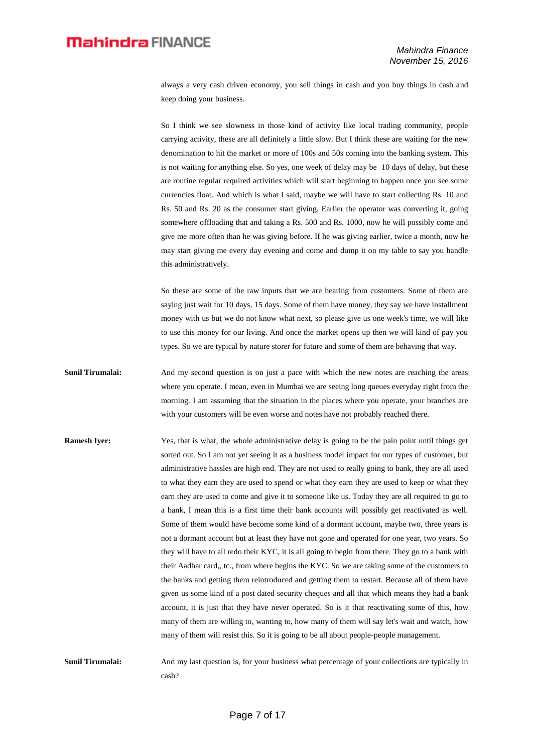always a very cash driven economy, you sell things in cash and you buy things in cash and keep doing your business.

So I think we see slowness in those kind of activity like local trading community, people carrying activity, these are all definitely a little slow. But I think these are waiting for the new denomination to hit the market or more of 100s and 50s coming into the banking system. This is not waiting for anything else. So yes, one week of delay may be 10 days of delay, but these are routine regular required activities which will start beginning to happen once you see some currencies float. And which is what I said, maybe we will have to start collecting Rs. 10 and Rs. 50 and Rs. 20 as the consumer start giving. Earlier the operator was converting it, going somewhere offloading that and taking a Rs. 500 and Rs. 1000, now he will possibly come and give me more often than he was giving before. If he was giving earlier, twice a month, now he may start giving me every day evening and come and dump it on my table to say you handle this administratively.

So these are some of the raw inputs that we are hearing from customers. Some of them are saying just wait for 10 days, 15 days. Some of them have money, they say we have installment money with us but we do not know what next, so please give us one week's time, we will like to use this money for our living. And once the market opens up then we will kind of pay you types. So we are typical by nature storer for future and some of them are behaving that way.

**Sunil Tirumalai:** And my second question is on just a pace with which the new notes are reaching the areas where you operate. I mean, even in Mumbai we are seeing long queues everyday right from the morning. I am assuming that the situation in the places where you operate, your branches are with your customers will be even worse and notes have not probably reached there.

**Ramesh Iyer:** Yes, that is what, the whole administrative delay is going to be the pain point until things get sorted out. So I am not yet seeing it as a business model impact for our types of customer, but administrative hassles are high end. They are not used to really going to bank, they are all used to what they earn they are used to spend or what they earn they are used to keep or what they earn they are used to come and give it to someone like us. Today they are all required to go to a bank, I mean this is a first time their bank accounts will possibly get reactivated as well. Some of them would have become some kind of a dormant account, maybe two, three years is not a dormant account but at least they have not gone and operated for one year, two years. So they will have to all redo their KYC, it is all going to begin from there. They go to a bank with their Aadhar card,, tc., from where begins the KYC. So we are taking some of the customers to the banks and getting them reintroduced and getting them to restart. Because all of them have given us some kind of a post dated security cheques and all that which means they had a bank account, it is just that they have never operated. So is it that reactivating some of this, how many of them are willing to, wanting to, how many of them will say let's wait and watch, how many of them will resist this. So it is going to be all about people-people management.

**Sunil Tirumalai:** And my last question is, for your business what percentage of your collections are typically in cash?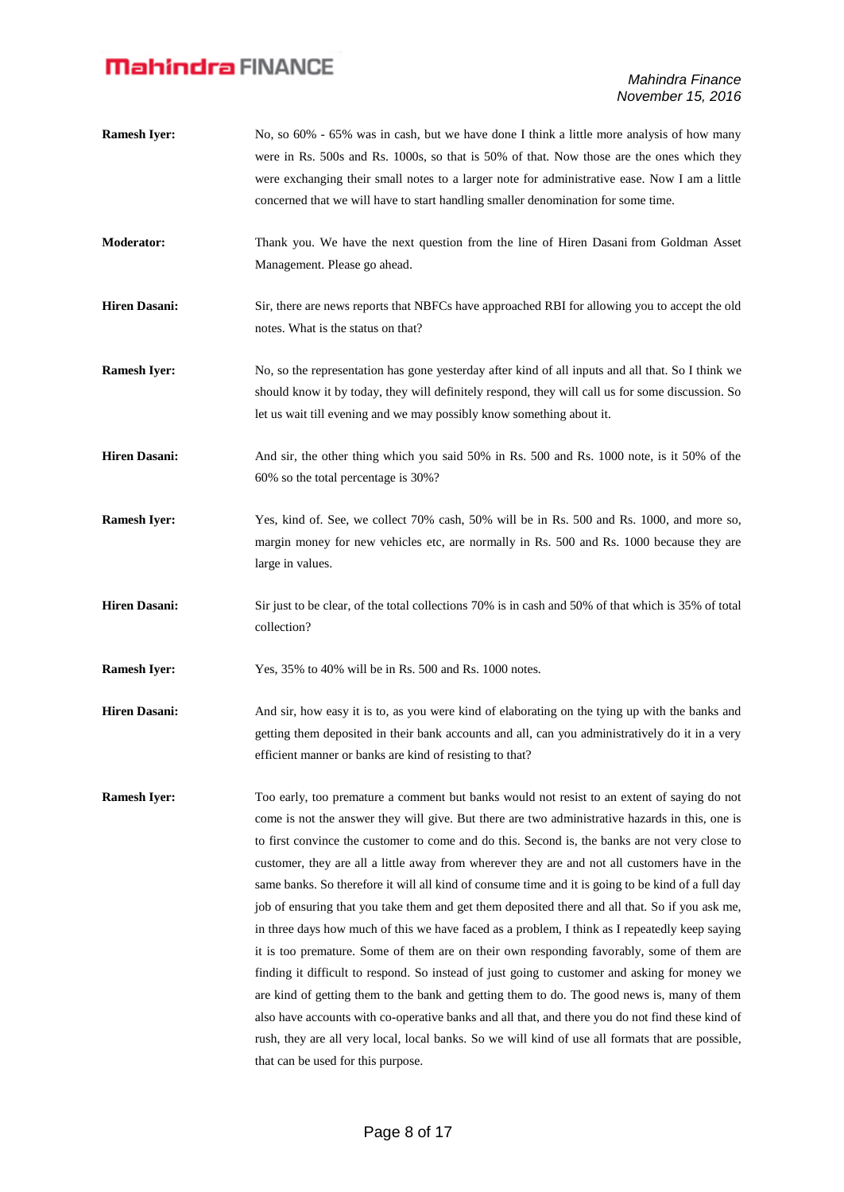**Ramesh Iyer:** No, so 60% - 65% was in cash, but we have done I think a little more analysis of how many were in Rs. 500s and Rs. 1000s, so that is 50% of that. Now those are the ones which they were exchanging their small notes to a larger note for administrative ease. Now I am a little concerned that we will have to start handling smaller denomination for some time.

**Moderator:** Thank you. We have the next question from the line of Hiren Dasani from Goldman Asset Management. Please go ahead.

**Hiren Dasani:** Sir, there are news reports that NBFCs have approached RBI for allowing you to accept the old notes. What is the status on that?

**Ramesh Iyer:** No, so the representation has gone yesterday after kind of all inputs and all that. So I think we should know it by today, they will definitely respond, they will call us for some discussion. So let us wait till evening and we may possibly know something about it.

**Hiren Dasani:** And sir, the other thing which you said 50% in Rs. 500 and Rs. 1000 note, is it 50% of the 60% so the total percentage is 30%?

**Ramesh Iyer:** Yes, kind of. See, we collect 70% cash, 50% will be in Rs. 500 and Rs. 1000, and more so, margin money for new vehicles etc, are normally in Rs. 500 and Rs. 1000 because they are large in values.

**Hiren Dasani:** Sir just to be clear, of the total collections 70% is in cash and 50% of that which is 35% of total collection?

**Ramesh Iyer:** Yes, 35% to 40% will be in Rs. 500 and Rs. 1000 notes.

**Hiren Dasani:** And sir, how easy it is to, as you were kind of elaborating on the tying up with the banks and getting them deposited in their bank accounts and all, can you administratively do it in a very efficient manner or banks are kind of resisting to that?

**Ramesh Iyer:** Too early, too premature a comment but banks would not resist to an extent of saying do not come is not the answer they will give. But there are two administrative hazards in this, one is to first convince the customer to come and do this. Second is, the banks are not very close to customer, they are all a little away from wherever they are and not all customers have in the same banks. So therefore it will all kind of consume time and it is going to be kind of a full day job of ensuring that you take them and get them deposited there and all that. So if you ask me, in three days how much of this we have faced as a problem, I think as I repeatedly keep saying it is too premature. Some of them are on their own responding favorably, some of them are finding it difficult to respond. So instead of just going to customer and asking for money we are kind of getting them to the bank and getting them to do. The good news is, many of them also have accounts with co-operative banks and all that, and there you do not find these kind of rush, they are all very local, local banks. So we will kind of use all formats that are possible, that can be used for this purpose.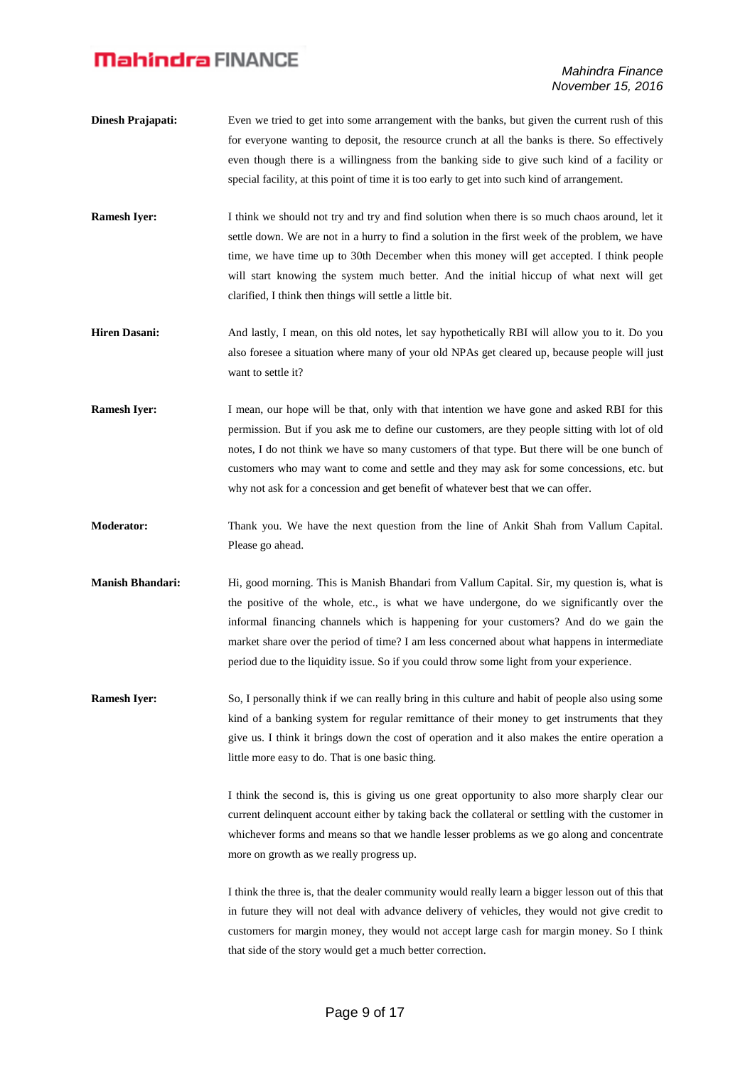**Dinesh Prajapati:** Even we tried to get into some arrangement with the banks, but given the current rush of this for everyone wanting to deposit, the resource crunch at all the banks is there. So effectively even though there is a willingness from the banking side to give such kind of a facility or special facility, at this point of time it is too early to get into such kind of arrangement.

**Ramesh Iyer:** I think we should not try and try and find solution when there is so much chaos around, let it settle down. We are not in a hurry to find a solution in the first week of the problem, we have time, we have time up to 30th December when this money will get accepted. I think people will start knowing the system much better. And the initial hiccup of what next will get clarified, I think then things will settle a little bit.

**Hiren Dasani:** And lastly, I mean, on this old notes, let say hypothetically RBI will allow you to it. Do you also foresee a situation where many of your old NPAs get cleared up, because people will just want to settle it?

**Ramesh Iyer:** I mean, our hope will be that, only with that intention we have gone and asked RBI for this permission. But if you ask me to define our customers, are they people sitting with lot of old notes, I do not think we have so many customers of that type. But there will be one bunch of customers who may want to come and settle and they may ask for some concessions, etc. but why not ask for a concession and get benefit of whatever best that we can offer.

**Moderator:** Thank you. We have the next question from the line of Ankit Shah from Vallum Capital. Please go ahead.

**Manish Bhandari:** Hi, good morning. This is Manish Bhandari from Vallum Capital. Sir, my question is, what is the positive of the whole, etc., is what we have undergone, do we significantly over the informal financing channels which is happening for your customers? And do we gain the market share over the period of time? I am less concerned about what happens in intermediate period due to the liquidity issue. So if you could throw some light from your experience.

**Ramesh Iyer:** So, I personally think if we can really bring in this culture and habit of people also using some kind of a banking system for regular remittance of their money to get instruments that they give us. I think it brings down the cost of operation and it also makes the entire operation a little more easy to do. That is one basic thing.

I think the second is, this is giving us one great opportunity to also more sharply clear our current delinquent account either by taking back the collateral or settling with the customer in whichever forms and means so that we handle lesser problems as we go along and concentrate more on growth as we really progress up.

I think the three is, that the dealer community would really learn a bigger lesson out of this that in future they will not deal with advance delivery of vehicles, they would not give credit to customers for margin money, they would not accept large cash for margin money. So I think that side of the story would get a much better correction.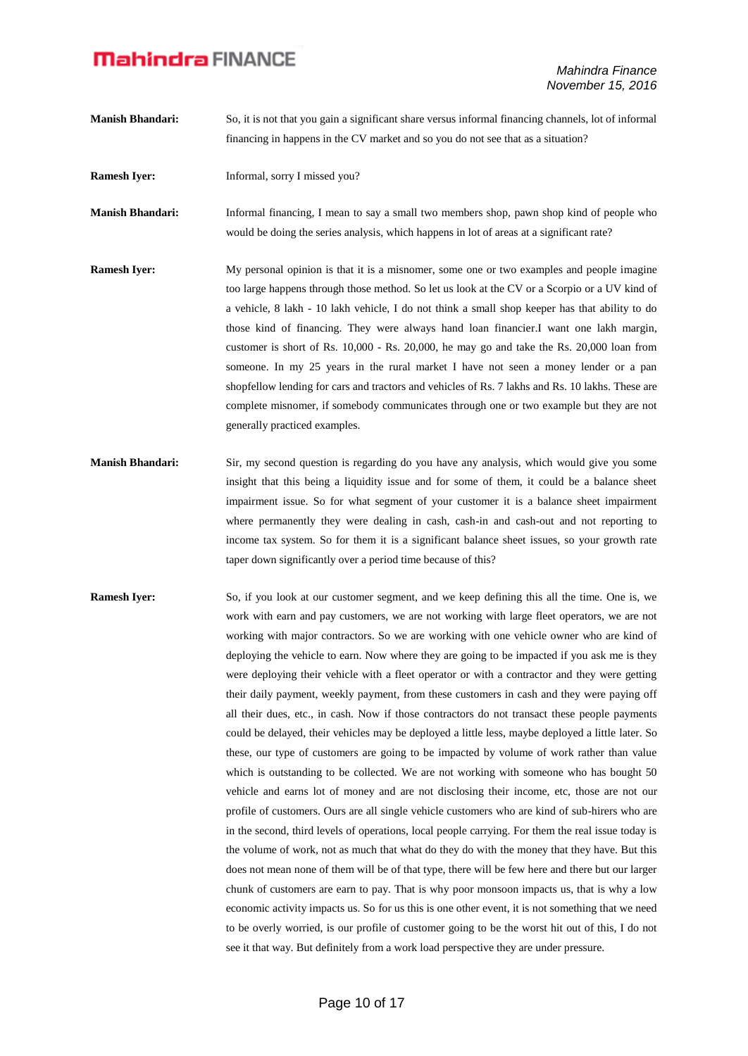**Manish Bhandari:** So, it is not that you gain a significant share versus informal financing channels, lot of informal financing in happens in the CV market and so you do not see that as a situation?

**Ramesh Iyer:** Informal, sorry I missed you?

**Manish Bhandari:** Informal financing, I mean to say a small two members shop, pawn shop kind of people who would be doing the series analysis, which happens in lot of areas at a significant rate?

**Ramesh Iyer:** My personal opinion is that it is a misnomer, some one or two examples and people imagine too large happens through those method. So let us look at the CV or a Scorpio or a UV kind of a vehicle, 8 lakh - 10 lakh vehicle, I do not think a small shop keeper has that ability to do those kind of financing. They were always hand loan financier.I want one lakh margin, customer is short of Rs. 10,000 - Rs. 20,000, he may go and take the Rs. 20,000 loan from someone. In my 25 years in the rural market I have not seen a money lender or a pan shopfellow lending for cars and tractors and vehicles of Rs. 7 lakhs and Rs. 10 lakhs. These are complete misnomer, if somebody communicates through one or two example but they are not generally practiced examples.

**Manish Bhandari:** Sir, my second question is regarding do you have any analysis, which would give you some insight that this being a liquidity issue and for some of them, it could be a balance sheet impairment issue. So for what segment of your customer it is a balance sheet impairment where permanently they were dealing in cash, cash-in and cash-out and not reporting to income tax system. So for them it is a significant balance sheet issues, so your growth rate taper down significantly over a period time because of this?

**Ramesh Iyer:** So, if you look at our customer segment, and we keep defining this all the time. One is, we work with earn and pay customers, we are not working with large fleet operators, we are not working with major contractors. So we are working with one vehicle owner who are kind of deploying the vehicle to earn. Now where they are going to be impacted if you ask me is they were deploying their vehicle with a fleet operator or with a contractor and they were getting their daily payment, weekly payment, from these customers in cash and they were paying off all their dues, etc., in cash. Now if those contractors do not transact these people payments could be delayed, their vehicles may be deployed a little less, maybe deployed a little later. So these, our type of customers are going to be impacted by volume of work rather than value which is outstanding to be collected. We are not working with someone who has bought 50 vehicle and earns lot of money and are not disclosing their income, etc, those are not our profile of customers. Ours are all single vehicle customers who are kind of sub-hirers who are in the second, third levels of operations, local people carrying. For them the real issue today is the volume of work, not as much that what do they do with the money that they have. But this does not mean none of them will be of that type, there will be few here and there but our larger chunk of customers are earn to pay. That is why poor monsoon impacts us, that is why a low economic activity impacts us. So for us this is one other event, it is not something that we need to be overly worried, is our profile of customer going to be the worst hit out of this, I do not see it that way. But definitely from a work load perspective they are under pressure.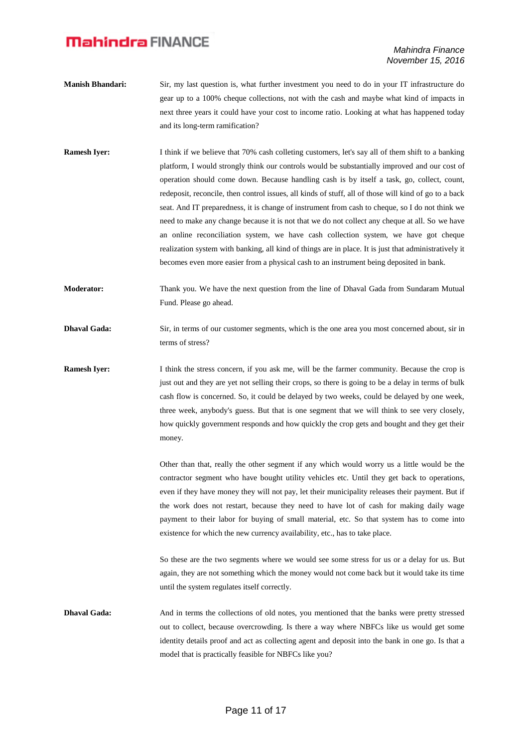**Manish Bhandari:** Sir, my last question is, what further investment you need to do in your IT infrastructure do gear up to a 100% cheque collections, not with the cash and maybe what kind of impacts in next three years it could have your cost to income ratio. Looking at what has happened today and its long-term ramification?

**Ramesh Iyer:** I think if we believe that 70% cash colleting customers, let's say all of them shift to a banking platform, I would strongly think our controls would be substantially improved and our cost of operation should come down. Because handling cash is by itself a task, go, collect, count, redeposit, reconcile, then control issues, all kinds of stuff, all of those will kind of go to a back seat. And IT preparedness, it is change of instrument from cash to cheque, so I do not think we need to make any change because it is not that we do not collect any cheque at all. So we have an online reconciliation system, we have cash collection system, we have got cheque realization system with banking, all kind of things are in place. It is just that administratively it becomes even more easier from a physical cash to an instrument being deposited in bank.

**Moderator:** Thank you. We have the next question from the line of Dhaval Gada from Sundaram Mutual Fund. Please go ahead.

**Dhaval Gada:** Sir, in terms of our customer segments, which is the one area you most concerned about, sir in terms of stress?

**Ramesh Iyer:** I think the stress concern, if you ask me, will be the farmer community. Because the crop is just out and they are yet not selling their crops, so there is going to be a delay in terms of bulk cash flow is concerned. So, it could be delayed by two weeks, could be delayed by one week, three week, anybody's guess. But that is one segment that we will think to see very closely, how quickly government responds and how quickly the crop gets and bought and they get their money.

Other than that, really the other segment if any which would worry us a little would be the contractor segment who have bought utility vehicles etc. Until they get back to operations, even if they have money they will not pay, let their municipality releases their payment. But if the work does not restart, because they need to have lot of cash for making daily wage payment to their labor for buying of small material, etc. So that system has to come into existence for which the new currency availability, etc., has to take place.

So these are the two segments where we would see some stress for us or a delay for us. But again, they are not something which the money would not come back but it would take its time until the system regulates itself correctly.

**Dhaval Gada:** And in terms the collections of old notes, you mentioned that the banks were pretty stressed out to collect, because overcrowding. Is there a way where NBFCs like us would get some identity details proof and act as collecting agent and deposit into the bank in one go. Is that a model that is practically feasible for NBFCs like you?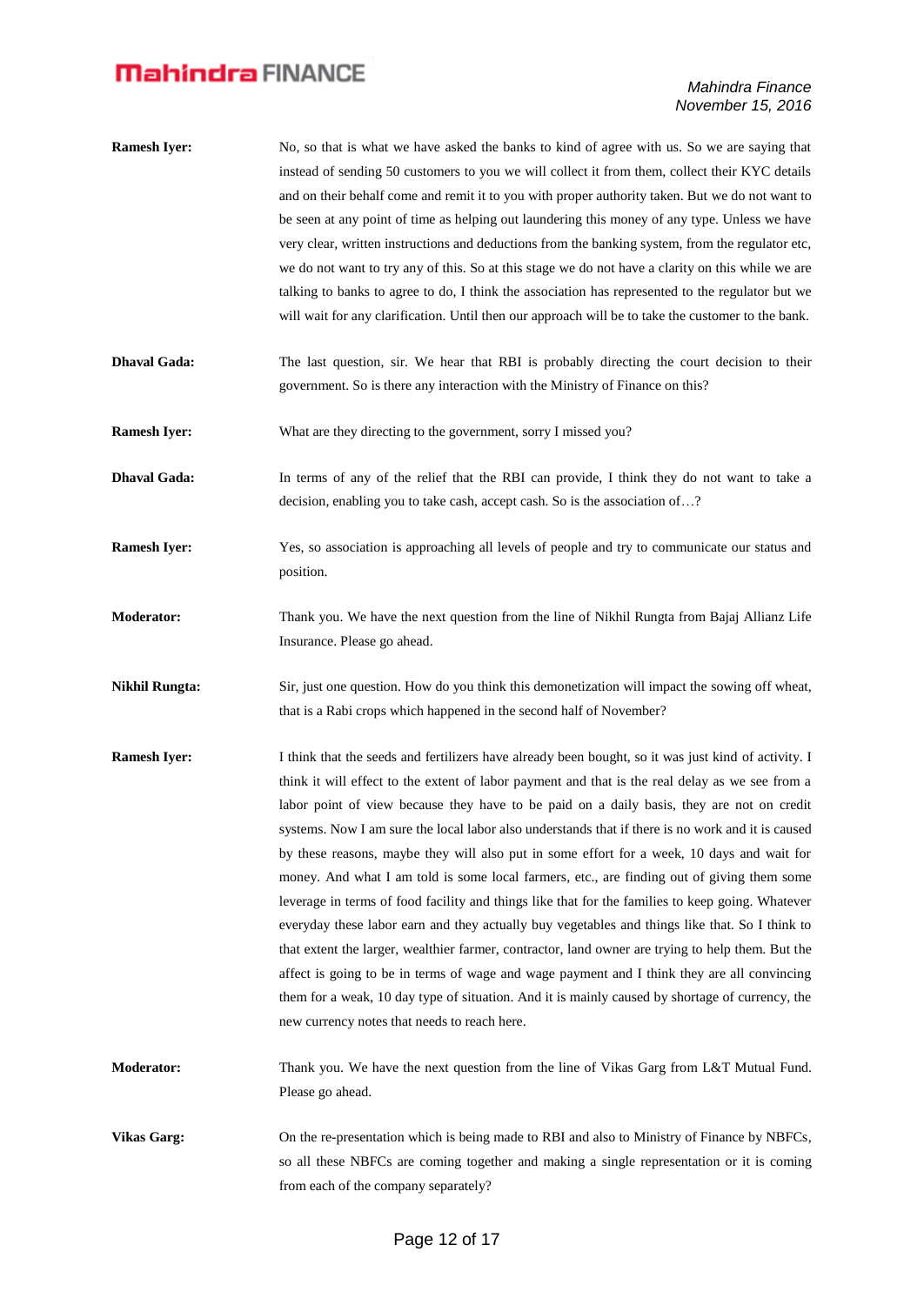**Ramesh Iyer:** No, so that is what we have asked the banks to kind of agree with us. So we are saying that instead of sending 50 customers to you we will collect it from them, collect their KYC details and on their behalf come and remit it to you with proper authority taken. But we do not want to be seen at any point of time as helping out laundering this money of any type. Unless we have very clear, written instructions and deductions from the banking system, from the regulator etc, we do not want to try any of this. So at this stage we do not have a clarity on this while we are talking to banks to agree to do, I think the association has represented to the regulator but we will wait for any clarification. Until then our approach will be to take the customer to the bank.

**Dhaval Gada:** The last question, sir. We hear that RBI is probably directing the court decision to their government. So is there any interaction with the Ministry of Finance on this?

**Ramesh Iyer:** What are they directing to the government, sorry I missed you?

**Dhaval Gada:** In terms of any of the relief that the RBI can provide, I think they do not want to take a decision, enabling you to take cash, accept cash. So is the association of…?

**Ramesh Iyer:** Yes, so association is approaching all levels of people and try to communicate our status and position.

**Moderator:** Thank you. We have the next question from the line of Nikhil Rungta from Bajaj Allianz Life Insurance. Please go ahead.

**Nikhil Rungta:** Sir, just one question. How do you think this demonetization will impact the sowing off wheat, that is a Rabi crops which happened in the second half of November?

**Ramesh Iyer:** I think that the seeds and fertilizers have already been bought, so it was just kind of activity. I think it will effect to the extent of labor payment and that is the real delay as we see from a labor point of view because they have to be paid on a daily basis, they are not on credit systems. Now I am sure the local labor also understands that if there is no work and it is caused by these reasons, maybe they will also put in some effort for a week, 10 days and wait for money. And what I am told is some local farmers, etc., are finding out of giving them some leverage in terms of food facility and things like that for the families to keep going. Whatever everyday these labor earn and they actually buy vegetables and things like that. So I think to that extent the larger, wealthier farmer, contractor, land owner are trying to help them. But the affect is going to be in terms of wage and wage payment and I think they are all convincing them for a weak, 10 day type of situation. And it is mainly caused by shortage of currency, the new currency notes that needs to reach here.

**Moderator:** Thank you. We have the next question from the line of Vikas Garg from L&T Mutual Fund. Please go ahead.

**Vikas Garg:** On the re-presentation which is being made to RBI and also to Ministry of Finance by NBFCs, so all these NBFCs are coming together and making a single representation or it is coming from each of the company separately?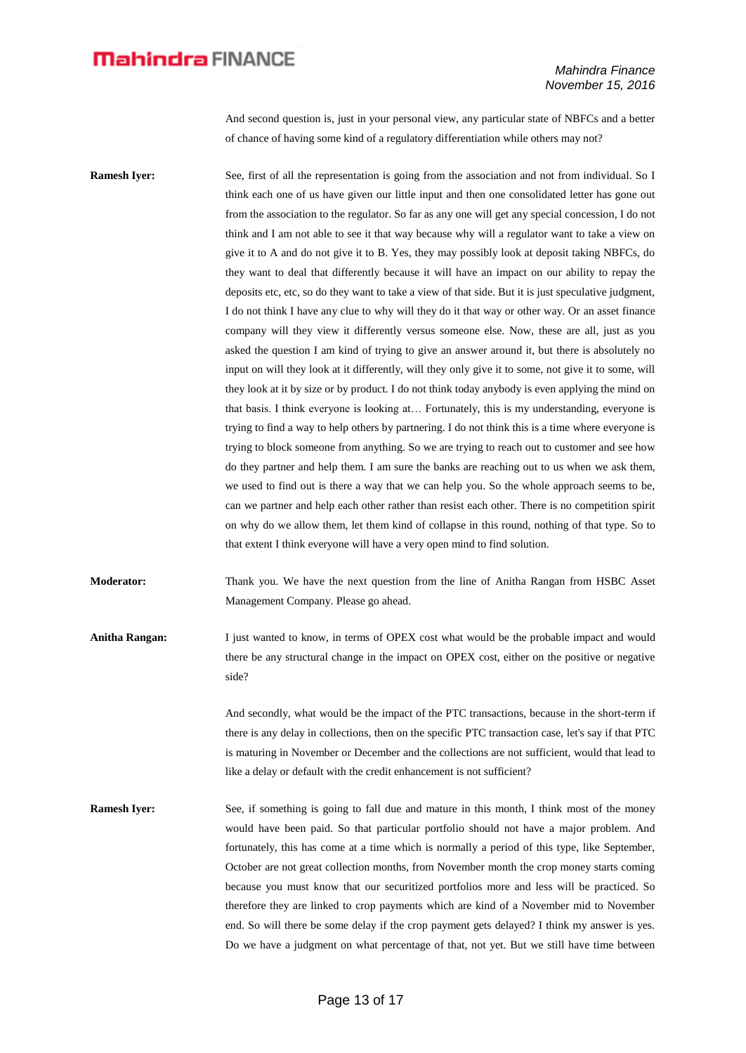And second question is, just in your personal view, any particular state of NBFCs and a better of chance of having some kind of a regulatory differentiation while others may not?

**Ramesh Iyer:** See, first of all the representation is going from the association and not from individual. So I think each one of us have given our little input and then one consolidated letter has gone out from the association to the regulator. So far as any one will get any special concession, I do not think and I am not able to see it that way because why will a regulator want to take a view on give it to A and do not give it to B. Yes, they may possibly look at deposit taking NBFCs, do they want to deal that differently because it will have an impact on our ability to repay the deposits etc, etc, so do they want to take a view of that side. But it is just speculative judgment, I do not think I have any clue to why will they do it that way or other way. Or an asset finance company will they view it differently versus someone else. Now, these are all, just as you asked the question I am kind of trying to give an answer around it, but there is absolutely no input on will they look at it differently, will they only give it to some, not give it to some, will they look at it by size or by product. I do not think today anybody is even applying the mind on that basis. I think everyone is looking at… Fortunately, this is my understanding, everyone is trying to find a way to help others by partnering. I do not think this is a time where everyone is trying to block someone from anything. So we are trying to reach out to customer and see how do they partner and help them. I am sure the banks are reaching out to us when we ask them, we used to find out is there a way that we can help you. So the whole approach seems to be, can we partner and help each other rather than resist each other. There is no competition spirit on why do we allow them, let them kind of collapse in this round, nothing of that type. So to that extent I think everyone will have a very open mind to find solution.

**Moderator:** Thank you. We have the next question from the line of Anitha Rangan from HSBC Asset Management Company. Please go ahead.

**Anitha Rangan:** I just wanted to know, in terms of OPEX cost what would be the probable impact and would there be any structural change in the impact on OPEX cost, either on the positive or negative side?

And secondly, what would be the impact of the PTC transactions, because in the short-term if there is any delay in collections, then on the specific PTC transaction case, let's say if that PTC is maturing in November or December and the collections are not sufficient, would that lead to like a delay or default with the credit enhancement is not sufficient?

**Ramesh Iyer:** See, if something is going to fall due and mature in this month, I think most of the money would have been paid. So that particular portfolio should not have a major problem. And fortunately, this has come at a time which is normally a period of this type, like September, October are not great collection months, from November month the crop money starts coming because you must know that our securitized portfolios more and less will be practiced. So therefore they are linked to crop payments which are kind of a November mid to November end. So will there be some delay if the crop payment gets delayed? I think my answer is yes. Do we have a judgment on what percentage of that, not yet. But we still have time between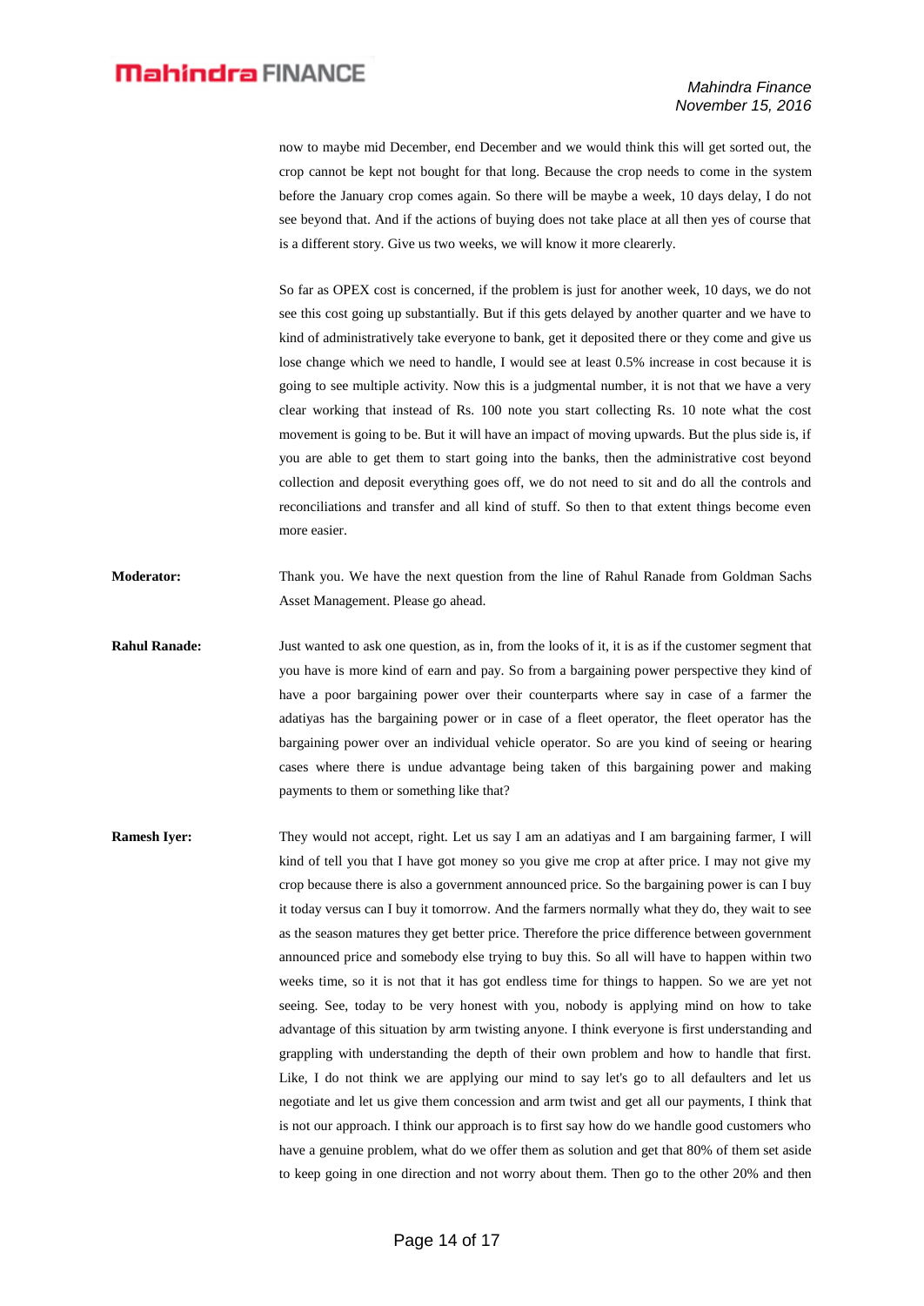now to maybe mid December, end December and we would think this will get sorted out, the crop cannot be kept not bought for that long. Because the crop needs to come in the system before the January crop comes again. So there will be maybe a week, 10 days delay, I do not see beyond that. And if the actions of buying does not take place at all then yes of course that is a different story. Give us two weeks, we will know it more clearerly.

So far as OPEX cost is concerned, if the problem is just for another week, 10 days, we do not see this cost going up substantially. But if this gets delayed by another quarter and we have to kind of administratively take everyone to bank, get it deposited there or they come and give us lose change which we need to handle, I would see at least 0.5% increase in cost because it is going to see multiple activity. Now this is a judgmental number, it is not that we have a very clear working that instead of Rs. 100 note you start collecting Rs. 10 note what the cost movement is going to be. But it will have an impact of moving upwards. But the plus side is, if you are able to get them to start going into the banks, then the administrative cost beyond collection and deposit everything goes off, we do not need to sit and do all the controls and reconciliations and transfer and all kind of stuff. So then to that extent things become even more easier.

**Moderator:** Thank you. We have the next question from the line of Rahul Ranade from Goldman Sachs Asset Management. Please go ahead.

**Rahul Ranade:** Just wanted to ask one question, as in, from the looks of it, it is as if the customer segment that you have is more kind of earn and pay. So from a bargaining power perspective they kind of have a poor bargaining power over their counterparts where say in case of a farmer the adatiyas has the bargaining power or in case of a fleet operator, the fleet operator has the bargaining power over an individual vehicle operator. So are you kind of seeing or hearing cases where there is undue advantage being taken of this bargaining power and making payments to them or something like that?

**Ramesh Iyer:** They would not accept, right. Let us say I am an adatiyas and I am bargaining farmer, I will kind of tell you that I have got money so you give me crop at after price. I may not give my crop because there is also a government announced price. So the bargaining power is can I buy it today versus can I buy it tomorrow. And the farmers normally what they do, they wait to see as the season matures they get better price. Therefore the price difference between government announced price and somebody else trying to buy this. So all will have to happen within two weeks time, so it is not that it has got endless time for things to happen. So we are yet not seeing. See, today to be very honest with you, nobody is applying mind on how to take advantage of this situation by arm twisting anyone. I think everyone is first understanding and grappling with understanding the depth of their own problem and how to handle that first. Like, I do not think we are applying our mind to say let's go to all defaulters and let us negotiate and let us give them concession and arm twist and get all our payments, I think that is not our approach. I think our approach is to first say how do we handle good customers who have a genuine problem, what do we offer them as solution and get that 80% of them set aside to keep going in one direction and not worry about them. Then go to the other 20% and then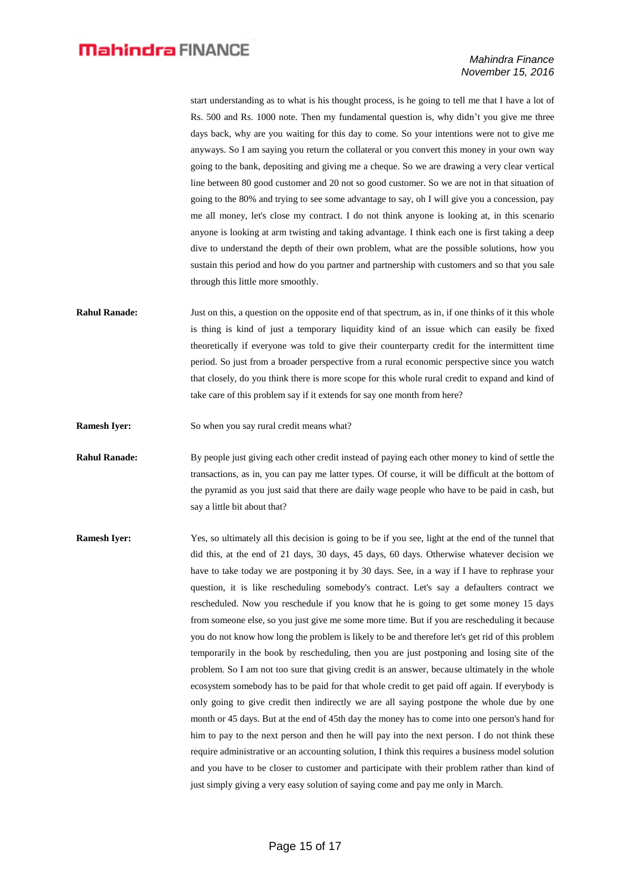start understanding as to what is his thought process, is he going to tell me that I have a lot of Rs. 500 and Rs. 1000 note. Then my fundamental question is, why didn't you give me three days back, why are you waiting for this day to come. So your intentions were not to give me anyways. So I am saying you return the collateral or you convert this money in your own way going to the bank, depositing and giving me a cheque. So we are drawing a very clear vertical line between 80 good customer and 20 not so good customer. So we are not in that situation of going to the 80% and trying to see some advantage to say, oh I will give you a concession, pay me all money, let's close my contract. I do not think anyone is looking at, in this scenario anyone is looking at arm twisting and taking advantage. I think each one is first taking a deep dive to understand the depth of their own problem, what are the possible solutions, how you sustain this period and how do you partner and partnership with customers and so that you sale through this little more smoothly.

**Rahul Ranade:** Just on this, a question on the opposite end of that spectrum, as in, if one thinks of it this whole is thing is kind of just a temporary liquidity kind of an issue which can easily be fixed theoretically if everyone was told to give their counterparty credit for the intermittent time period. So just from a broader perspective from a rural economic perspective since you watch that closely, do you think there is more scope for this whole rural credit to expand and kind of take care of this problem say if it extends for say one month from here?

**Ramesh Iyer:** So when you say rural credit means what?

**Rahul Ranade:** By people just giving each other credit instead of paying each other money to kind of settle the transactions, as in, you can pay me latter types. Of course, it will be difficult at the bottom of the pyramid as you just said that there are daily wage people who have to be paid in cash, but say a little bit about that?

**Ramesh Iyer:** Yes, so ultimately all this decision is going to be if you see, light at the end of the tunnel that did this, at the end of 21 days, 30 days, 45 days, 60 days. Otherwise whatever decision we have to take today we are postponing it by 30 days. See, in a way if I have to rephrase your question, it is like rescheduling somebody's contract. Let's say a defaulters contract we rescheduled. Now you reschedule if you know that he is going to get some money 15 days from someone else, so you just give me some more time. But if you are rescheduling it because you do not know how long the problem is likely to be and therefore let's get rid of this problem temporarily in the book by rescheduling, then you are just postponing and losing site of the problem. So I am not too sure that giving credit is an answer, because ultimately in the whole ecosystem somebody has to be paid for that whole credit to get paid off again. If everybody is only going to give credit then indirectly we are all saying postpone the whole due by one month or 45 days. But at the end of 45th day the money has to come into one person's hand for him to pay to the next person and then he will pay into the next person. I do not think these require administrative or an accounting solution, I think this requires a business model solution and you have to be closer to customer and participate with their problem rather than kind of just simply giving a very easy solution of saying come and pay me only in March.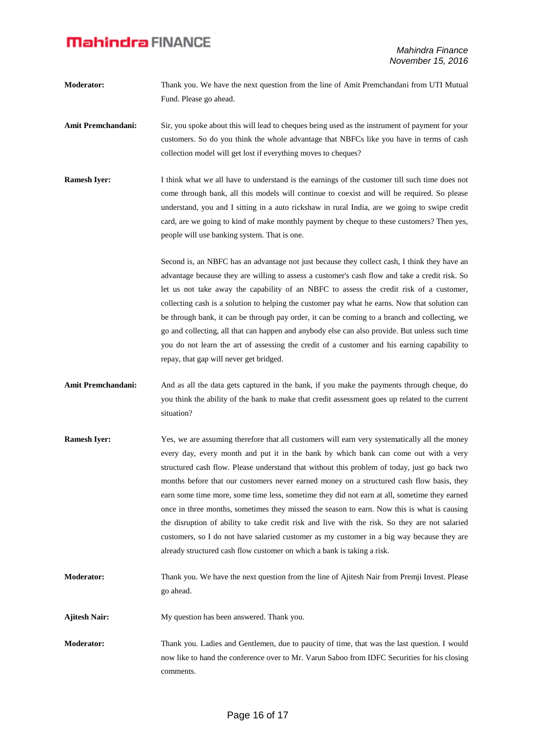**Moderator:** Thank you. We have the next question from the line of Amit Premchandani from UTI Mutual Fund. Please go ahead.

**Amit Premchandani:** Sir, you spoke about this will lead to cheques being used as the instrument of payment for your customers. So do you think the whole advantage that NBFCs like you have in terms of cash collection model will get lost if everything moves to cheques?

**Ramesh Iyer:** I think what we all have to understand is the earnings of the customer till such time does not come through bank, all this models will continue to coexist and will be required. So please understand, you and I sitting in a auto rickshaw in rural India, are we going to swipe credit card, are we going to kind of make monthly payment by cheque to these customers? Then yes, people will use banking system. That is one.

Second is, an NBFC has an advantage not just because they collect cash, I think they have an advantage because they are willing to assess a customer's cash flow and take a credit risk. So let us not take away the capability of an NBFC to assess the credit risk of a customer, collecting cash is a solution to helping the customer pay what he earns. Now that solution can be through bank, it can be through pay order, it can be coming to a branch and collecting, we go and collecting, all that can happen and anybody else can also provide. But unless such time you do not learn the art of assessing the credit of a customer and his earning capability to repay, that gap will never get bridged.

**Amit Premchandani:** And as all the data gets captured in the bank, if you make the payments through cheque, do you think the ability of the bank to make that credit assessment goes up related to the current situation?

**Ramesh Iyer:** Yes, we are assuming therefore that all customers will earn very systematically all the money every day, every month and put it in the bank by which bank can come out with a very structured cash flow. Please understand that without this problem of today, just go back two months before that our customers never earned money on a structured cash flow basis, they earn some time more, some time less, sometime they did not earn at all, sometime they earned once in three months, sometimes they missed the season to earn. Now this is what is causing the disruption of ability to take credit risk and live with the risk. So they are not salaried customers, so I do not have salaried customer as my customer in a big way because they are already structured cash flow customer on which a bank is taking a risk.

**Moderator:** Thank you. We have the next question from the line of Ajitesh Nair from Premji Invest. Please go ahead.

**Ajitesh Nair:** My question has been answered. Thank you.

**Moderator:** Thank you. Ladies and Gentlemen, due to paucity of time, that was the last question. I would now like to hand the conference over to Mr. Varun Saboo from IDFC Securities for his closing comments.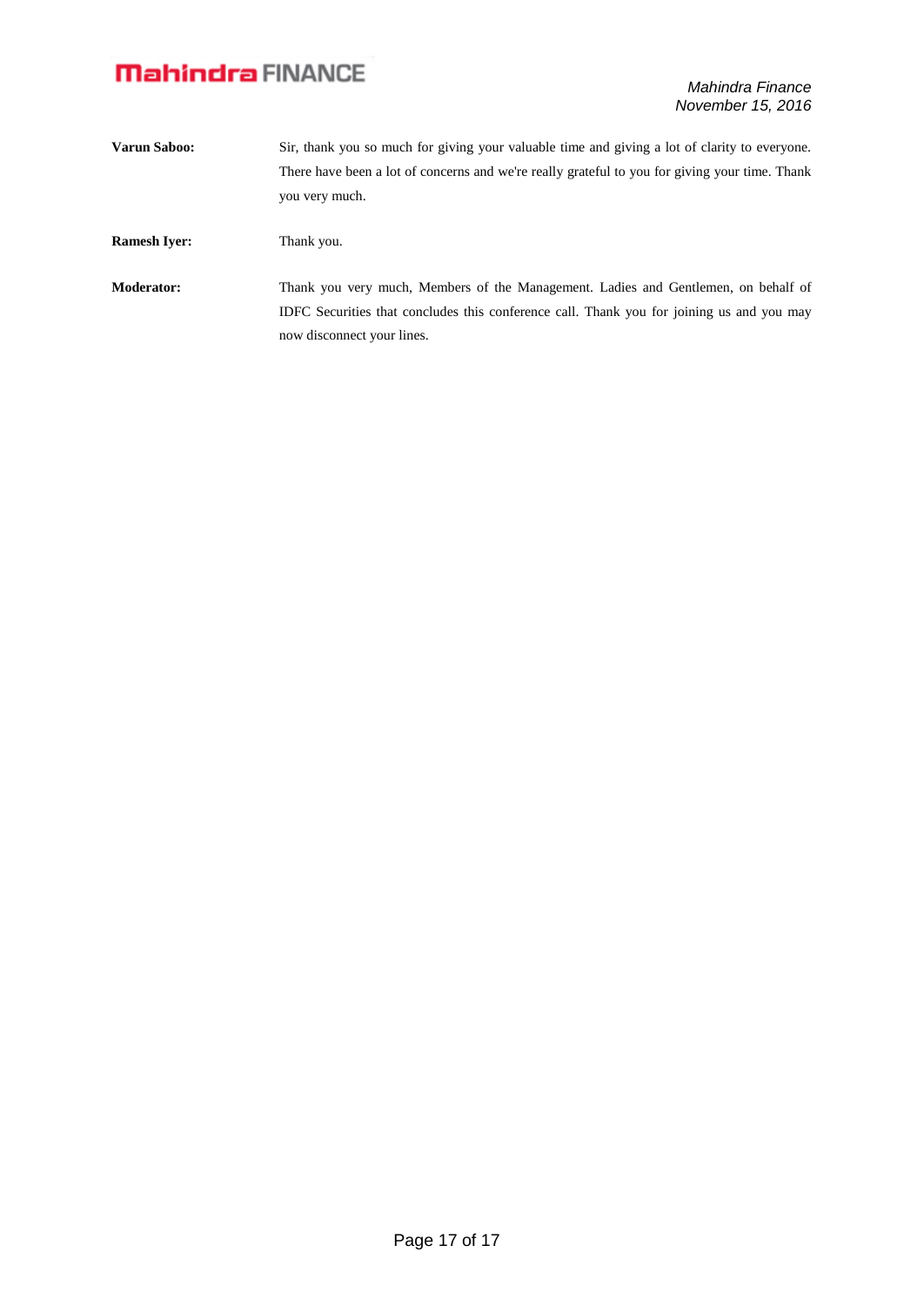**Varun Saboo:** Sir, thank you so much for giving your valuable time and giving a lot of clarity to everyone. There have been a lot of concerns and we're really grateful to you for giving your time. Thank you very much.

**Ramesh Iyer:** Thank you.

**Moderator:** Thank you very much, Members of the Management. Ladies and Gentlemen, on behalf of IDFC Securities that concludes this conference call. Thank you for joining us and you may now disconnect your lines.